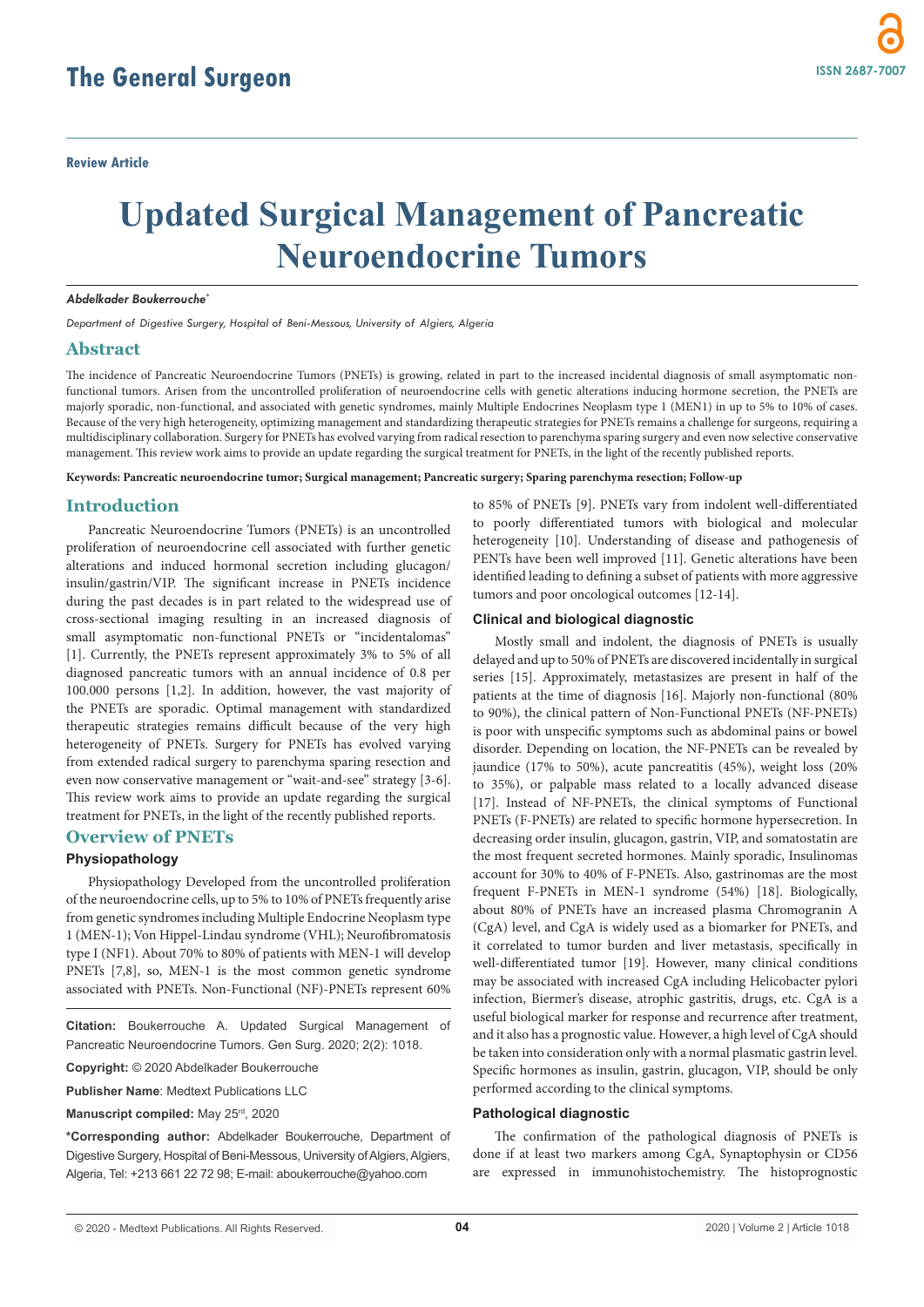**Review Article**

# Updated Surgical Management of Pancreatic Neuroendocrine Tumors

***Abdelkader Boukerrouche****

*Department of Digestive Surgery, Hospital of Beni-Messous, University of Algiers, Algeria*

## Abstract

The incidence of Pancreatic Neuroendocrine Tumors (PNETs) is growing, related in part to the increased incidental diagnosis of small asymptomatic non-functional tumors. Arisen from the uncontrolled proliferation of neuroendocrine cells with genetic alterations inducing hormone secretion, the PNETs are majorly sporadic, non-functional, and associated with genetic syndromes, mainly Multiple Endocrines Neoplasm type 1 (MEN1) in up to 5% to 10% of cases. Because of the very high heterogeneity, optimizing management and standardizing therapeutic strategies for PNETs remains a challenge for surgeons, requiring a multidisciplinary collaboration. Surgery for PNETs has evolved varying from radical resection to parenchyma sparing surgery and even now selective conservative management. This review work aims to provide an update regarding the surgical treatment for PNETs, in the light of the recently published reports.

**Keywords: Pancreatic neuroendocrine tumor; Surgical management; Pancreatic surgery; Sparing parenchyma resection; Follow-up**

## Introduction

Pancreatic Neuroendocrine Tumors (PNETs) is an uncontrolled proliferation of neuroendocrine cell associated with further genetic alterations and induced hormonal secretion including glucagon/insulin/gastrin/VIP. The significant increase in PNETs incidence during the past decades is in part related to the widespread use of cross-sectional imaging resulting in an increased diagnosis of small asymptomatic non-functional PNETs or "incidentalomas" [1]. Currently, the PNETs represent approximately 3% to 5% of all diagnosed pancreatic tumors with an annual incidence of 0.8 per 100.000 persons [1,2]. In addition, however, the vast majority of the PNETs are sporadic. Optimal management with standardized therapeutic strategies remains difficult because of the very high heterogeneity of PNETs. Surgery for PNETs has evolved varying from extended radical surgery to parenchyma sparing resection and even now conservative management or "wait-and-see" strategy [3-6]. This review work aims to provide an update regarding the surgical treatment for PNETs, in the light of the recently published reports.

## Overview of PNETs

### Physiopathology

Physiopathology Developed from the uncontrolled proliferation of the neuroendocrine cells, up to 5% to 10% of PNETs frequently arise from genetic syndromes including Multiple Endocrine Neoplasm type 1 (MEN-1); Von Hippel-Lindau syndrome (VHL); Neurofibromatosis type I (NF1). About 70% to 80% of patients with MEN-1 will develop PNETs [7,8], so, MEN-1 is the most common genetic syndrome associated with PNETs. Non-Functional (NF)-PNETs represent 60% to 85% of PNETs [9]. PNETs vary from indolent well-differentiated to poorly differentiated tumors with biological and molecular heterogeneity [10]. Understanding of disease and pathogenesis of PENTs have been well improved [11]. Genetic alterations have been identified leading to defining a subset of patients with more aggressive tumors and poor oncological outcomes [12-14].

### Clinical and biological diagnostic

Mostly small and indolent, the diagnosis of PNETs is usually delayed and up to 50% of PNETs are discovered incidentally in surgical series [15]. Approximately, metastasizes are present in half of the patients at the time of diagnosis [16]. Majorly non-functional (80% to 90%), the clinical pattern of Non-Functional PNETs (NF-PNETs) is poor with unspecific symptoms such as abdominal pains or bowel disorder. Depending on location, the NF-PNETs can be revealed by jaundice (17% to 50%), acute pancreatitis (45%), weight loss (20% to 35%), or palpable mass related to a locally advanced disease [17]. Instead of NF-PNETs, the clinical symptoms of Functional PNETs (F-PNETs) are related to specific hormone hypersecretion. In decreasing order insulin, glucagon, gastrin, VIP, and somatostatin are the most frequent secreted hormones. Mainly sporadic, Insulinomas account for 30% to 40% of F-PNETs. Also, gastrinomas are the most frequent F-PNETs in MEN-1 syndrome (54%) [18]. Biologically, about 80% of PNETs have an increased plasma Chromogranin A (CgA) level, and CgA is widely used as a biomarker for PNETs, and it correlated to tumor burden and liver metastasis, specifically in well-differentiated tumor [19]. However, many clinical conditions may be associated with increased CgA including Helicobacter pylori infection, Biermer's disease, atrophic gastritis, drugs, etc. CgA is a useful biological marker for response and recurrence after treatment, and it also has a prognostic value. However, a high level of CgA should be taken into consideration only with a normal plasmatic gastrin level. Specific hormones as insulin, gastrin, glucagon, VIP, should be only performed according to the clinical symptoms.

### Pathological diagnostic

The confirmation of the pathological diagnosis of PNETs is done if at least two markers among CgA, Synaptophysin or CD56 are expressed in immunohistochemistry. The histoprognostic

**Citation:** Boukerrouche A. Updated Surgical Management of Pancreatic Neuroendocrine Tumors. Gen Surg. 2020; 2(2): 1018.

**Copyright:** © 2020 Abdelkader Boukerrouche

**Publisher Name**: Medtext Publications LLC

**Manuscript compiled:** May 25th, 2020

***Corresponding author:** Abdelkader Boukerrouche, Department of Digestive Surgery, Hospital of Beni-Messous, University of Algiers, Algiers, Algeria, Tel: +213 661 22 72 98; E-mail: aboukerrouche@yahoo.com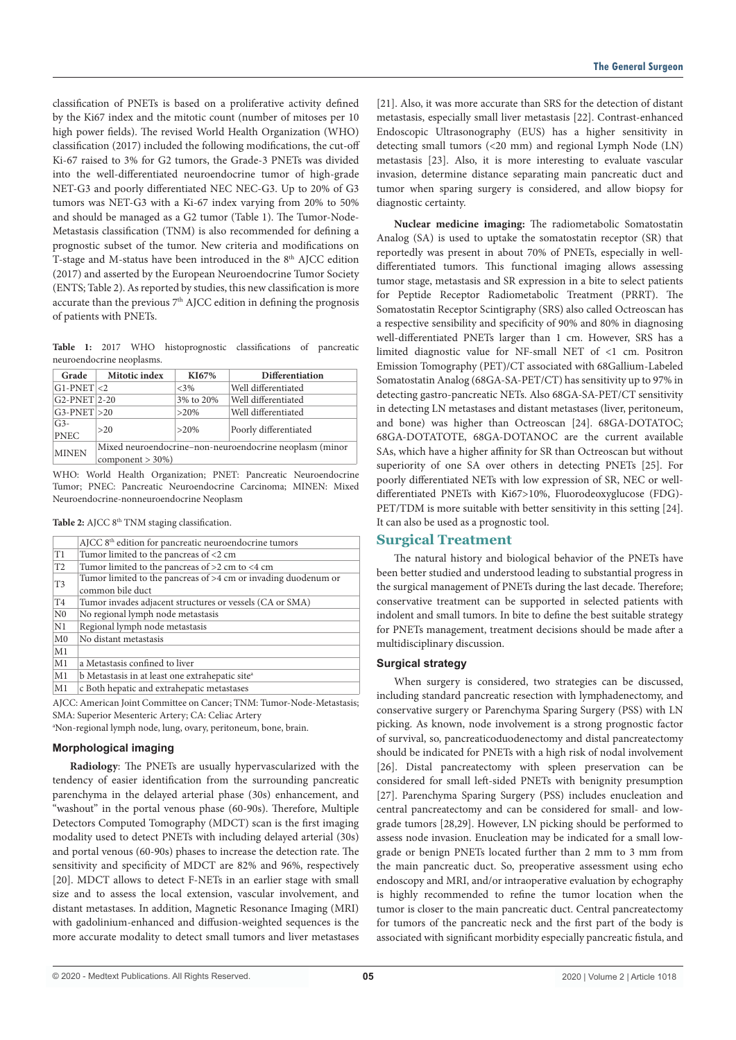classification of PNETs is based on a proliferative activity defined by the Ki67 index and the mitotic count (number of mitoses per 10 high power fields). The revised World Health Organization (WHO) classification (2017) included the following modifications, the cut-off Ki-67 raised to 3% for G2 tumors, the Grade-3 PNETs was divided into the well-differentiated neuroendocrine tumor of high-grade NET-G3 and poorly differentiated NEC NEC-G3. Up to 20% of G3 tumors was NET-G3 with a Ki-67 index varying from 20% to 50% and should be managed as a G2 tumor (Table 1). The Tumor-Node-Metastasis classification (TNM) is also recommended for defining a prognostic subset of the tumor. New criteria and modifications on T-stage and M-status have been introduced in the 8th AJCC edition (2017) and asserted by the European Neuroendocrine Tumor Society (ENTS; Table 2). As reported by studies, this new classification is more accurate than the previous 7th AJCC edition in defining the prognosis of patients with PNETs.

**Table 1:** 2017 WHO histoprognostic classifications of pancreatic neuroendocrine neoplasms.

| Grade | Mitotic index | KI67% | Differentiation |
|---|---|---|---|
| G1-PNET | <2 | <3% | Well differentiated |
| G2-PNET | 2-20 | 3% to 20% | Well differentiated |
| G3-PNET | >20 | >20% | Well differentiated |
| G3-PNEC | >20 | >20% | Poorly differentiated |
| MINEN | Mixed neuroendocrine–non-neuroendocrine neoplasm (minor component > 30%) | | |

WHO: World Health Organization; PNET: Pancreatic Neuroendocrine Tumor; PNEC: Pancreatic Neuroendocrine Carcinoma; MINEN: Mixed Neuroendocrine-nonneuroendocrine Neoplasm

**Table 2:** AJCC 8th TNM staging classification.

| | AJCC 8th edition for pancreatic neuroendocrine tumors |
|---|---|
| T1 | Tumor limited to the pancreas of <2 cm |
| T2 | Tumor limited to the pancreas of >2 cm to <4 cm |
| T3 | Tumor limited to the pancreas of >4 cm or invading duodenum or common bile duct |
| T4 | Tumor invades adjacent structures or vessels (CA or SMA) |
| N0 | No regional lymph node metastasis |
| N1 | Regional lymph node metastasis |
| M0 | No distant metastasis |
| M1 | |
| M1 | a Metastasis confined to liver |
| M1 | b Metastasis in at least one extrahepatic site[a] |
| M1 | c Both hepatic and extrahepatic metastases |

AJCC: American Joint Committee on Cancer; TNM: Tumor-Node-Metastasis; SMA: Superior Mesenteric Artery; CA: Celiac Artery

[a]Non-regional lymph node, lung, ovary, peritoneum, bone, brain.

### Morphological imaging

**Radiology**: The PNETs are usually hypervascularized with the tendency of easier identification from the surrounding pancreatic parenchyma in the delayed arterial phase (30s) enhancement, and "washout" in the portal venous phase (60-90s). Therefore, Multiple Detectors Computed Tomography (MDCT) scan is the first imaging modality used to detect PNETs with including delayed arterial (30s) and portal venous (60-90s) phases to increase the detection rate. The sensitivity and specificity of MDCT are 82% and 96%, respectively [20]. MDCT allows to detect F-NETs in an earlier stage with small size and to assess the local extension, vascular involvement, and distant metastases. In addition, Magnetic Resonance Imaging (MRI) with gadolinium-enhanced and diffusion-weighted sequences is the more accurate modality to detect small tumors and liver metastases [21]. Also, it was more accurate than SRS for the detection of distant metastasis, especially small liver metastasis [22]. Contrast-enhanced Endoscopic Ultrasonography (EUS) has a higher sensitivity in detecting small tumors (<20 mm) and regional Lymph Node (LN) metastasis [23]. Also, it is more interesting to evaluate vascular invasion, determine distance separating main pancreatic duct and tumor when sparing surgery is considered, and allow biopsy for diagnostic certainty.

**Nuclear medicine imaging:** The radiometabolic Somatostatin Analog (SA) is used to uptake the somatostatin receptor (SR) that reportedly was present in about 70% of PNETs, especially in well-differentiated tumors. This functional imaging allows assessing tumor stage, metastasis and SR expression in a bite to select patients for Peptide Receptor Radiometabolic Treatment (PRRT). The Somatostatin Receptor Scintigraphy (SRS) also called Octreoscan has a respective sensibility and specificity of 90% and 80% in diagnosing well-differentiated PNETs larger than 1 cm. However, SRS has a limited diagnostic value for NF-small NET of <1 cm. Positron Emission Tomography (PET)/CT associated with 68Gallium-Labeled Somatostatin Analog (68GA-SA-PET/CT) has sensitivity up to 97% in detecting gastro-pancreatic NETs. Also 68GA-SA-PET/CT sensitivity in detecting LN metastases and distant metastases (liver, peritoneum, and bone) was higher than Octreoscan [24]. 68GA-DOTATOC; 68GA-DOTATOTE, 68GA-DOTANOC are the current available SAs, which have a higher affinity for SR than Octreoscan but without superiority of one SA over others in detecting PNETs [25]. For poorly differentiated NETs with low expression of SR, NEC or well-differentiated PNETs with Ki67>10%, Fluorodeoxyglucose (FDG)-PET/TDM is more suitable with better sensitivity in this setting [24]. It can also be used as a prognostic tool.

## Surgical Treatment

The natural history and biological behavior of the PNETs have been better studied and understood leading to substantial progress in the surgical management of PNETs during the last decade. Therefore; conservative treatment can be supported in selected patients with indolent and small tumors. In bite to define the best suitable strategy for PNETs management, treatment decisions should be made after a multidisciplinary discussion.

### Surgical strategy

When surgery is considered, two strategies can be discussed, including standard pancreatic resection with lymphadenectomy, and conservative surgery or Parenchyma Sparing Surgery (PSS) with LN picking. As known, node involvement is a strong prognostic factor of survival, so, pancreaticoduodenectomy and distal pancreatectomy should be indicated for PNETs with a high risk of nodal involvement [26]. Distal pancreatectomy with spleen preservation can be considered for small left-sided PNETs with benignity presumption [27]. Parenchyma Sparing Surgery (PSS) includes enucleation and central pancreatectomy and can be considered for small- and low-grade tumors [28,29]. However, LN picking should be performed to assess node invasion. Enucleation may be indicated for a small low-grade or benign PNETs located further than 2 mm to 3 mm from the main pancreatic duct. So, preoperative assessment using echo endoscopy and MRI, and/or intraoperative evaluation by echography is highly recommended to refine the tumor location when the tumor is closer to the main pancreatic duct. Central pancreatectomy for tumors of the pancreatic neck and the first part of the body is associated with significant morbidity especially pancreatic fistula, and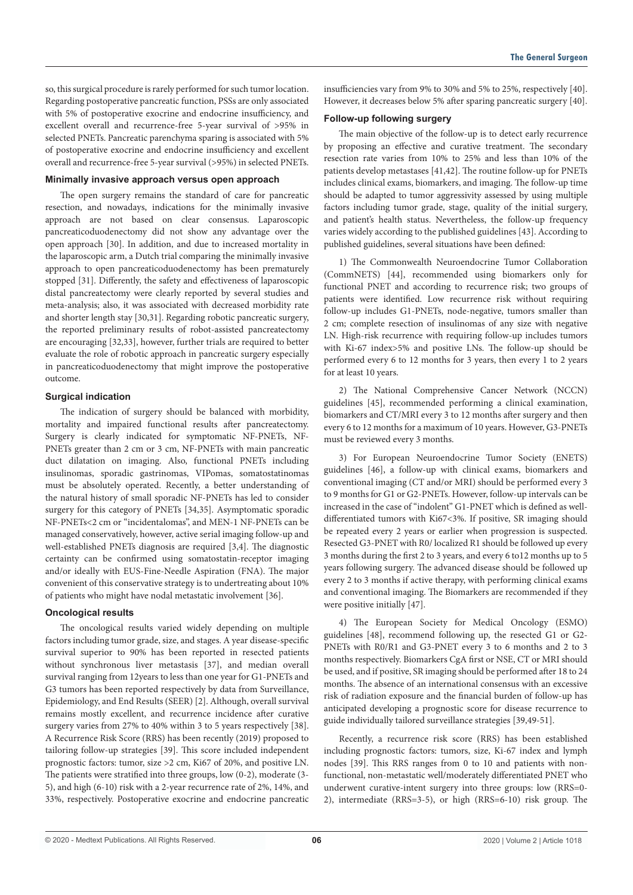so, this surgical procedure is rarely performed for such tumor location. Regarding postoperative pancreatic function, PSSs are only associated with 5% of postoperative exocrine and endocrine insufficiency, and excellent overall and recurrence-free 5-year survival of >95% in selected PNETs. Pancreatic parenchyma sparing is associated with 5% of postoperative exocrine and endocrine insufficiency and excellent overall and recurrence-free 5-year survival (>95%) in selected PNETs.

### Minimally invasive approach versus open approach

The open surgery remains the standard of care for pancreatic resection, and nowadays, indications for the minimally invasive approach are not based on clear consensus. Laparoscopic pancreaticoduodenectomy did not show any advantage over the open approach [30]. In addition, and due to increased mortality in the laparoscopic arm, a Dutch trial comparing the minimally invasive approach to open pancreaticoduodenectomy has been prematurely stopped [31]. Differently, the safety and effectiveness of laparoscopic distal pancreatectomy were clearly reported by several studies and meta-analysis; also, it was associated with decreased morbidity rate and shorter length stay [30,31]. Regarding robotic pancreatic surgery, the reported preliminary results of robot-assisted pancreatectomy are encouraging [32,33], however, further trials are required to better evaluate the role of robotic approach in pancreatic surgery especially in pancreaticoduodenectomy that might improve the postoperative outcome.

### Surgical indication

The indication of surgery should be balanced with morbidity, mortality and impaired functional results after pancreatectomy. Surgery is clearly indicated for symptomatic NF-PNETs, NF-PNETs greater than 2 cm or 3 cm, NF-PNETs with main pancreatic duct dilatation on imaging. Also, functional PNETs including insulinomas, sporadic gastrinomas, VIPomas, somatostatinomas must be absolutely operated. Recently, a better understanding of the natural history of small sporadic NF-PNETs has led to consider surgery for this category of PNETs [34,35]. Asymptomatic sporadic NF-PNETs<2 cm or "incidentalomas", and MEN-1 NF-PNETs can be managed conservatively, however, active serial imaging follow-up and well-established PNETs diagnosis are required [3,4]. The diagnostic certainty can be confirmed using somatostatin-receptor imaging and/or ideally with EUS-Fine-Needle Aspiration (FNA). The major convenient of this conservative strategy is to undertreating about 10% of patients who might have nodal metastatic involvement [36].

### Oncological results

The oncological results varied widely depending on multiple factors including tumor grade, size, and stages. A year disease-specific survival superior to 90% has been reported in resected patients without synchronous liver metastasis [37], and median overall survival ranging from 12years to less than one year for G1-PNETs and G3 tumors has been reported respectively by data from Surveillance, Epidemiology, and End Results (SEER) [2]. Although, overall survival remains mostly excellent, and recurrence incidence after curative surgery varies from 27% to 40% within 3 to 5 years respectively [38]. A Recurrence Risk Score (RRS) has been recently (2019) proposed to tailoring follow-up strategies [39]. This score included independent prognostic factors: tumor, size >2 cm, Ki67 of 20%, and positive LN. The patients were stratified into three groups, low (0-2), moderate (3-5), and high (6-10) risk with a 2-year recurrence rate of 2%, 14%, and 33%, respectively. Postoperative exocrine and endocrine pancreatic insufficiencies vary from 9% to 30% and 5% to 25%, respectively [40]. However, it decreases below 5% after sparing pancreatic surgery [40].

### Follow-up following surgery

The main objective of the follow-up is to detect early recurrence by proposing an effective and curative treatment. The secondary resection rate varies from 10% to 25% and less than 10% of the patients develop metastases [41,42]. The routine follow-up for PNETs includes clinical exams, biomarkers, and imaging. The follow-up time should be adapted to tumor aggressivity assessed by using multiple factors including tumor grade, stage, quality of the initial surgery, and patient's health status. Nevertheless, the follow-up frequency varies widely according to the published guidelines [43]. According to published guidelines, several situations have been defined:

1) The Commonwealth Neuroendocrine Tumor Collaboration (CommNETS) [44], recommended using biomarkers only for functional PNET and according to recurrence risk; two groups of patients were identified. Low recurrence risk without requiring follow-up includes G1-PNETs, node-negative, tumors smaller than 2 cm; complete resection of insulinomas of any size with negative LN. High-risk recurrence with requiring follow-up includes tumors with Ki-67 index>5% and positive LNs. The follow-up should be performed every 6 to 12 months for 3 years, then every 1 to 2 years for at least 10 years.

2) The National Comprehensive Cancer Network (NCCN) guidelines [45], recommended performing a clinical examination, biomarkers and CT/MRI every 3 to 12 months after surgery and then every 6 to 12 months for a maximum of 10 years. However, G3-PNETs must be reviewed every 3 months.

3) For European Neuroendocrine Tumor Society (ENETS) guidelines [46], a follow-up with clinical exams, biomarkers and conventional imaging (CT and/or MRI) should be performed every 3 to 9 months for G1 or G2-PNETs. However, follow-up intervals can be increased in the case of "indolent" G1-PNET which is defined as well-differentiated tumors with Ki67<3%. If positive, SR imaging should be repeated every 2 years or earlier when progression is suspected. Resected G3-PNET with R0/ localized R1 should be followed up every 3 months during the first 2 to 3 years, and every 6 to12 months up to 5 years following surgery. The advanced disease should be followed up every 2 to 3 months if active therapy, with performing clinical exams and conventional imaging. The Biomarkers are recommended if they were positive initially [47].

4) The European Society for Medical Oncology (ESMO) guidelines [48], recommend following up, the resected G1 or G2-PNETs with R0/R1 and G3-PNET every 3 to 6 months and 2 to 3 months respectively. Biomarkers CgA first or NSE, CT or MRI should be used, and if positive, SR imaging should be performed after 18 to 24 months. The absence of an international consensus with an excessive risk of radiation exposure and the financial burden of follow-up has anticipated developing a prognostic score for disease recurrence to guide individually tailored surveillance strategies [39,49-51].

Recently, a recurrence risk score (RRS) has been established including prognostic factors: tumors, size, Ki-67 index and lymph nodes [39]. This RRS ranges from 0 to 10 and patients with non-functional, non-metastatic well/moderately differentiated PNET who underwent curative-intent surgery into three groups: low (RRS=0-2), intermediate (RRS=3-5), or high (RRS=6-10) risk group. The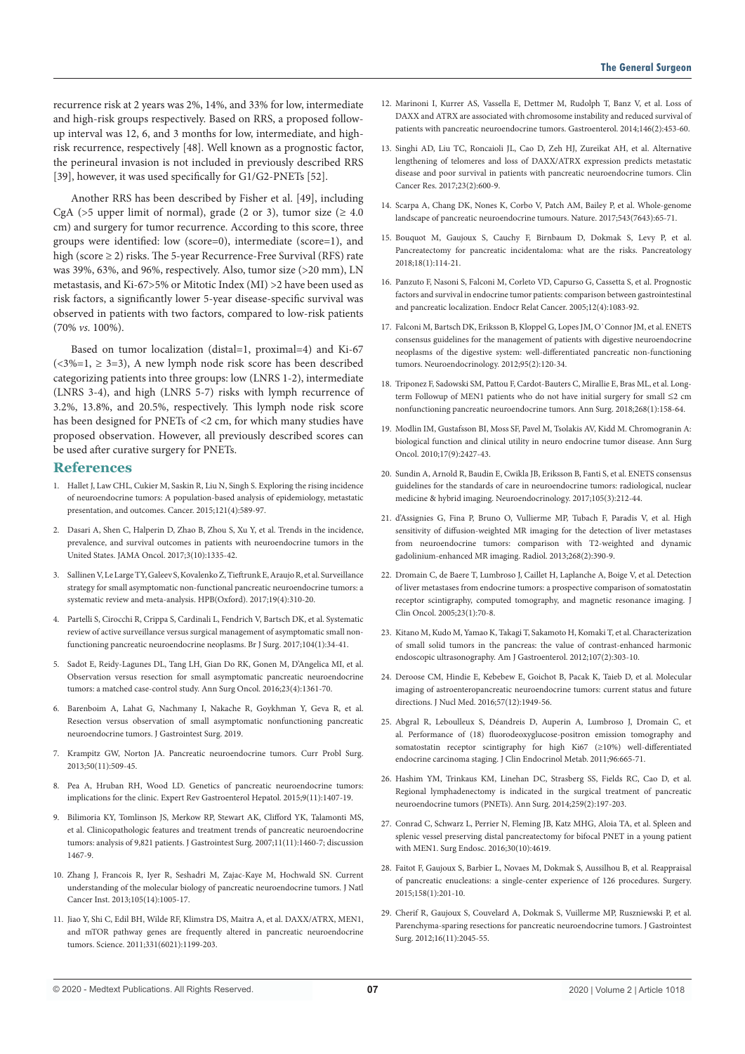recurrence risk at 2 years was 2%, 14%, and 33% for low, intermediate and high-risk groups respectively. Based on RRS, a proposed follow-up interval was 12, 6, and 3 months for low, intermediate, and high-risk recurrence, respectively [48]. Well known as a prognostic factor, the perineural invasion is not included in previously described RRS [39], however, it was used specifically for G1/G2-PNETs [52].

Another RRS has been described by Fisher et al. [49], including CgA (>5 upper limit of normal), grade (2 or 3), tumor size (≥ 4.0 cm) and surgery for tumor recurrence. According to this score, three groups were identified: low (score=0), intermediate (score=1), and high (score ≥ 2) risks. The 5-year Recurrence-Free Survival (RFS) rate was 39%, 63%, and 96%, respectively. Also, tumor size (>20 mm), LN metastasis, and Ki-67>5% or Mitotic Index (MI) >2 have been used as risk factors, a significantly lower 5-year disease-specific survival was observed in patients with two factors, compared to low-risk patients (70% *vs*. 100%).

Based on tumor localization (distal=1, proximal=4) and Ki-67 (<3%=1, ≥ 3=3), A new lymph node risk score has been described categorizing patients into three groups: low (LNRS 1-2), intermediate (LNRS 3-4), and high (LNRS 5-7) risks with lymph recurrence of 3.2%, 13.8%, and 20.5%, respectively. This lymph node risk score has been designed for PNETs of <2 cm, for which many studies have proposed observation. However, all previously described scores can be used after curative surgery for PNETs.

## References

1. Hallet J, Law CHL, Cukier M, Saskin R, Liu N, Singh S. Exploring the rising incidence of neuroendocrine tumors: A population-based analysis of epidemiology, metastatic presentation, and outcomes. Cancer. 2015;121(4):589-97.
2. Dasari A, Shen C, Halperin D, Zhao B, Zhou S, Xu Y, et al. Trends in the incidence, prevalence, and survival outcomes in patients with neuroendocrine tumors in the United States. JAMA Oncol. 2017;3(10):1335-42.
3. Sallinen V, Le Large TY, Galeev S, Kovalenko Z, Tieftrunk E, Araujo R, et al. Surveillance strategy for small asymptomatic non-functional pancreatic neuroendocrine tumors: a systematic review and meta-analysis. HPB(Oxford). 2017;19(4):310-20.
4. Partelli S, Cirocchi R, Crippa S, Cardinali L, Fendrich V, Bartsch DK, et al. Systematic review of active surveillance versus surgical management of asymptomatic small non-functioning pancreatic neuroendocrine neoplasms. Br J Surg. 2017;104(1):34-41.
5. Sadot E, Reidy-Lagunes DL, Tang LH, Gian Do RK, Gonen M, D'Angelica MI, et al. Observation versus resection for small asymptomatic pancreatic neuroendocrine tumors: a matched case-control study. Ann Surg Oncol. 2016;23(4):1361-70.
6. Barenboim A, Lahat G, Nachmany I, Nakache R, Goykhman Y, Geva R, et al. Resection versus observation of small asymptomatic nonfunctioning pancreatic neuroendocrine tumors. J Gastrointest Surg. 2019.
7. Krampitz GW, Norton JA. Pancreatic neuroendocrine tumors. Curr Probl Surg. 2013;50(11):509-45.
8. Pea A, Hruban RH, Wood LD. Genetics of pancreatic neuroendocrine tumors: implications for the clinic. Expert Rev Gastroenterol Hepatol. 2015;9(11):1407-19.
9. Bilimoria KY, Tomlinson JS, Merkow RP, Stewart AK, Clifford YK, Talamonti MS, et al. Clinicopathologic features and treatment trends of pancreatic neuroendocrine tumors: analysis of 9,821 patients. J Gastrointest Surg. 2007;11(11):1460-7; discussion 1467-9.
10. Zhang J, Francois R, Iyer R, Seshadri M, Zajac-Kaye M, Hochwald SN. Current understanding of the molecular biology of pancreatic neuroendocrine tumors. J Natl Cancer Inst. 2013;105(14):1005-17.
11. Jiao Y, Shi C, Edil BH, Wilde RF, Klimstra DS, Maitra A, et al. DAXX/ATRX, MEN1, and mTOR pathway genes are frequently altered in pancreatic neuroendocrine tumors. Science. 2011;331(6021):1199-203.
12. Marinoni I, Kurrer AS, Vassella E, Dettmer M, Rudolph T, Banz V, et al. Loss of DAXX and ATRX are associated with chromosome instability and reduced survival of patients with pancreatic neuroendocrine tumors. Gastroenterol. 2014;146(2):453-60.
13. Singhi AD, Liu TC, Roncaioli JL, Cao D, Zeh HJ, Zureikat AH, et al. Alternative lengthening of telomeres and loss of DAXX/ATRX expression predicts metastatic disease and poor survival in patients with pancreatic neuroendocrine tumors. Clin Cancer Res. 2017;23(2):600-9.
14. Scarpa A, Chang DK, Nones K, Corbo V, Patch AM, Bailey P, et al. Whole-genome landscape of pancreatic neuroendocrine tumours. Nature. 2017;543(7643):65-71.
15. Bouquot M, Gaujoux S, Cauchy F, Birnbaum D, Dokmak S, Levy P, et al. Pancreatectomy for pancreatic incidentaloma: what are the risks. Pancreatology 2018;18(1):114-21.
16. Panzuto F, Nasoni S, Falconi M, Corleto VD, Capurso G, Cassetta S, et al. Prognostic factors and survival in endocrine tumor patients: comparison between gastrointestinal and pancreatic localization. Endocr Relat Cancer. 2005;12(4):1083-92.
17. Falconi M, Bartsch DK, Eriksson B, Kloppel G, Lopes JM, O`Connor JM, et al. ENETS consensus guidelines for the management of patients with digestive neuroendocrine neoplasms of the digestive system: well-differentiated pancreatic non-functioning tumors. Neuroendocrinology. 2012;95(2):120-34.
18. Triponez F, Sadowski SM, Pattou F, Cardot-Bauters C, Mirallie E, Bras ML, et al. Long-term Followup of MEN1 patients who do not have initial surgery for small ≤2 cm nonfunctioning pancreatic neuroendocrine tumors. Ann Surg. 2018;268(1):158-64.
19. Modlin IM, Gustafsson BI, Moss SF, Pavel M, Tsolakis AV, Kidd M. Chromogranin A: biological function and clinical utility in neuro endocrine tumor disease. Ann Surg Oncol. 2010;17(9):2427-43.
20. Sundin A, Arnold R, Baudin E, Cwikla JB, Eriksson B, Fanti S, et al. ENETS consensus guidelines for the standards of care in neuroendocrine tumors: radiological, nuclear medicine & hybrid imaging. Neuroendocrinology. 2017;105(3):212-44.
21. d'Assignies G, Fina P, Bruno O, Vullierme MP, Tubach F, Paradis V, et al. High sensitivity of diffusion-weighted MR imaging for the detection of liver metastases from neuroendocrine tumors: comparison with T2-weighted and dynamic gadolinium-enhanced MR imaging. Radiol. 2013;268(2):390-9.
22. Dromain C, de Baere T, Lumbroso J, Caillet H, Laplanche A, Boige V, et al. Detection of liver metastases from endocrine tumors: a prospective comparison of somatostatin receptor scintigraphy, computed tomography, and magnetic resonance imaging. J Clin Oncol. 2005;23(1):70-8.
23. Kitano M, Kudo M, Yamao K, Takagi T, Sakamoto H, Komaki T, et al. Characterization of small solid tumors in the pancreas: the value of contrast-enhanced harmonic endoscopic ultrasonography. Am J Gastroenterol. 2012;107(2):303-10.
24. Deroose CM, Hindie E, Kebebew E, Goichot B, Pacak K, Taieb D, et al. Molecular imaging of astroenteropancreatic neuroendocrine tumors: current status and future directions. J Nucl Med. 2016;57(12):1949-56.
25. Abgral R, Leboulleux S, Déandreis D, Auperin A, Lumbroso J, Dromain C, et al. Performance of (18) fluorodeoxyglucose-positron emission tomography and somatostatin receptor scintigraphy for high Ki67 (≥10%) well-differentiated endocrine carcinoma staging. J Clin Endocrinol Metab. 2011;96:665-71.
26. Hashim YM, Trinkaus KM, Linehan DC, Strasberg SS, Fields RC, Cao D, et al. Regional lymphadenectomy is indicated in the surgical treatment of pancreatic neuroendocrine tumors (PNETs). Ann Surg. 2014;259(2):197-203.
27. Conrad C, Schwarz L, Perrier N, Fleming JB, Katz MHG, Aloia TA, et al. Spleen and splenic vessel preserving distal pancreatectomy for bifocal PNET in a young patient with MEN1. Surg Endosc. 2016;30(10):4619.
28. Faitot F, Gaujoux S, Barbier L, Novaes M, Dokmak S, Aussilhou B, et al. Reappraisal of pancreatic enucleations: a single-center experience of 126 procedures. Surgery. 2015;158(1):201-10.
29. Cherif R, Gaujoux S, Couvelard A, Dokmak S, Vuillerme MP, Ruszniewski P, et al. Parenchyma-sparing resections for pancreatic neuroendocrine tumors. J Gastrointest Surg. 2012;16(11):2045-55.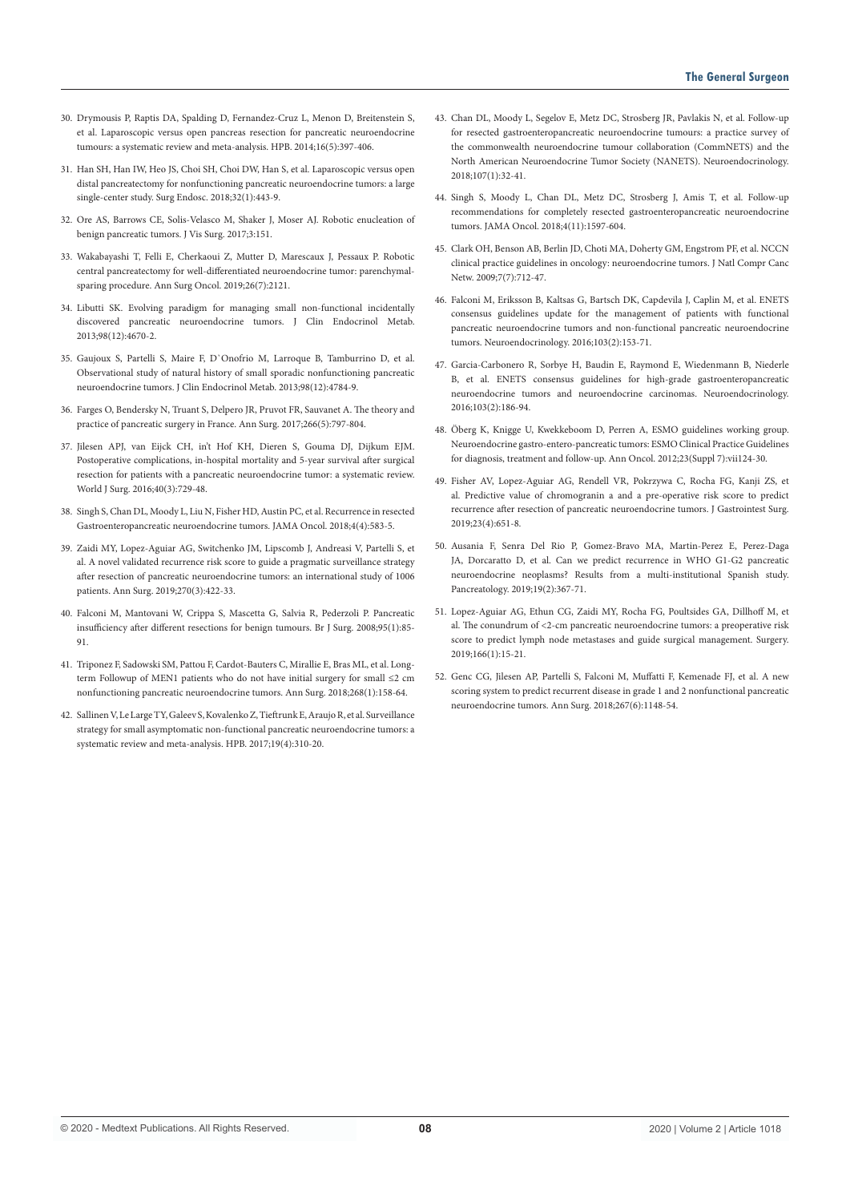30. Drymousis P, Raptis DA, Spalding D, Fernandez-Cruz L, Menon D, Breitenstein S, et al. Laparoscopic versus open pancreas resection for pancreatic neuroendocrine tumours: a systematic review and meta-analysis. HPB. 2014;16(5):397-406.

31. Han SH, Han IW, Heo JS, Choi SH, Choi DW, Han S, et al. Laparoscopic versus open distal pancreatectomy for nonfunctioning pancreatic neuroendocrine tumors: a large single-center study. Surg Endosc. 2018;32(1):443-9.

32. Ore AS, Barrows CE, Solis-Velasco M, Shaker J, Moser AJ. Robotic enucleation of benign pancreatic tumors. J Vis Surg. 2017;3:151.

33. Wakabayashi T, Felli E, Cherkaoui Z, Mutter D, Marescaux J, Pessaux P. Robotic central pancreatectomy for well-differentiated neuroendocrine tumor: parenchymal-sparing procedure. Ann Surg Oncol. 2019;26(7):2121.

34. Libutti SK. Evolving paradigm for managing small non-functional incidentally discovered pancreatic neuroendocrine tumors. J Clin Endocrinol Metab. 2013;98(12):4670-2.

35. Gaujoux S, Partelli S, Maire F, D`Onofrio M, Larroque B, Tamburrino D, et al. Observational study of natural history of small sporadic nonfunctioning pancreatic neuroendocrine tumors. J Clin Endocrinol Metab. 2013;98(12):4784-9.

36. Farges O, Bendersky N, Truant S, Delpero JR, Pruvot FR, Sauvanet A. The theory and practice of pancreatic surgery in France. Ann Surg. 2017;266(5):797-804.

37. Jilesen APJ, van Eijck CH, in't Hof KH, Dieren S, Gouma DJ, Dijkum EJM. Postoperative complications, in-hospital mortality and 5-year survival after surgical resection for patients with a pancreatic neuroendocrine tumor: a systematic review. World J Surg. 2016;40(3):729-48.

38. Singh S, Chan DL, Moody L, Liu N, Fisher HD, Austin PC, et al. Recurrence in resected Gastroenteropancreatic neuroendocrine tumors. JAMA Oncol. 2018;4(4):583-5.

39. Zaidi MY, Lopez-Aguiar AG, Switchenko JM, Lipscomb J, Andreasi V, Partelli S, et al. A novel validated recurrence risk score to guide a pragmatic surveillance strategy after resection of pancreatic neuroendocrine tumors: an international study of 1006 patients. Ann Surg. 2019;270(3):422-33.

40. Falconi M, Mantovani W, Crippa S, Mascetta G, Salvia R, Pederzoli P. Pancreatic insufficiency after different resections for benign tumours. Br J Surg. 2008;95(1):85-91.

41. Triponez F, Sadowski SM, Pattou F, Cardot-Bauters C, Mirallie E, Bras ML, et al. Long-term Followup of MEN1 patients who do not have initial surgery for small ≤2 cm nonfunctioning pancreatic neuroendocrine tumors. Ann Surg. 2018;268(1):158-64.

42. Sallinen V, Le Large TY, Galeev S, Kovalenko Z, Tieftrunk E, Araujo R, et al. Surveillance strategy for small asymptomatic non-functional pancreatic neuroendocrine tumors: a systematic review and meta-analysis. HPB. 2017;19(4):310-20.

43. Chan DL, Moody L, Segelov E, Metz DC, Strosberg JR, Pavlakis N, et al. Follow-up for resected gastroenteropancreatic neuroendocrine tumours: a practice survey of the commonwealth neuroendocrine tumour collaboration (CommNETS) and the North American Neuroendocrine Tumor Society (NANETS). Neuroendocrinology. 2018;107(1):32-41.

44. Singh S, Moody L, Chan DL, Metz DC, Strosberg J, Amis T, et al. Follow-up recommendations for completely resected gastroenteropancreatic neuroendocrine tumors. JAMA Oncol. 2018;4(11):1597-604.

45. Clark OH, Benson AB, Berlin JD, Choti MA, Doherty GM, Engstrom PF, et al. NCCN clinical practice guidelines in oncology: neuroendocrine tumors. J Natl Compr Canc Netw. 2009;7(7):712-47.

46. Falconi M, Eriksson B, Kaltsas G, Bartsch DK, Capdevila J, Caplin M, et al. ENETS consensus guidelines update for the management of patients with functional pancreatic neuroendocrine tumors and non-functional pancreatic neuroendocrine tumors. Neuroendocrinology. 2016;103(2):153-71.

47. Garcia-Carbonero R, Sorbye H, Baudin E, Raymond E, Wiedenmann B, Niederle B, et al. ENETS consensus guidelines for high-grade gastroenteropancreatic neuroendocrine tumors and neuroendocrine carcinomas. Neuroendocrinology. 2016;103(2):186-94.

48. Öberg K, Knigge U, Kwekkeboom D, Perren A, ESMO guidelines working group. Neuroendocrine gastro-entero-pancreatic tumors: ESMO Clinical Practice Guidelines for diagnosis, treatment and follow-up. Ann Oncol. 2012;23(Suppl 7):vii124-30.

49. Fisher AV, Lopez-Aguiar AG, Rendell VR, Pokrzywa C, Rocha FG, Kanji ZS, et al. Predictive value of chromogranin a and a pre-operative risk score to predict recurrence after resection of pancreatic neuroendocrine tumors. J Gastrointest Surg. 2019;23(4):651-8.

50. Ausania F, Senra Del Rio P, Gomez-Bravo MA, Martin-Perez E, Perez-Daga JA, Dorcaratto D, et al. Can we predict recurrence in WHO G1-G2 pancreatic neuroendocrine neoplasms? Results from a multi-institutional Spanish study. Pancreatology. 2019;19(2):367-71.

51. Lopez-Aguiar AG, Ethun CG, Zaidi MY, Rocha FG, Poultsides GA, Dillhoff M, et al. The conundrum of <2-cm pancreatic neuroendocrine tumors: a preoperative risk score to predict lymph node metastases and guide surgical management. Surgery. 2019;166(1):15-21.

52. Genc CG, Jilesen AP, Partelli S, Falconi M, Muffatti F, Kemenade FJ, et al. A new scoring system to predict recurrent disease in grade 1 and 2 nonfunctional pancreatic neuroendocrine tumors. Ann Surg. 2018;267(6):1148-54.